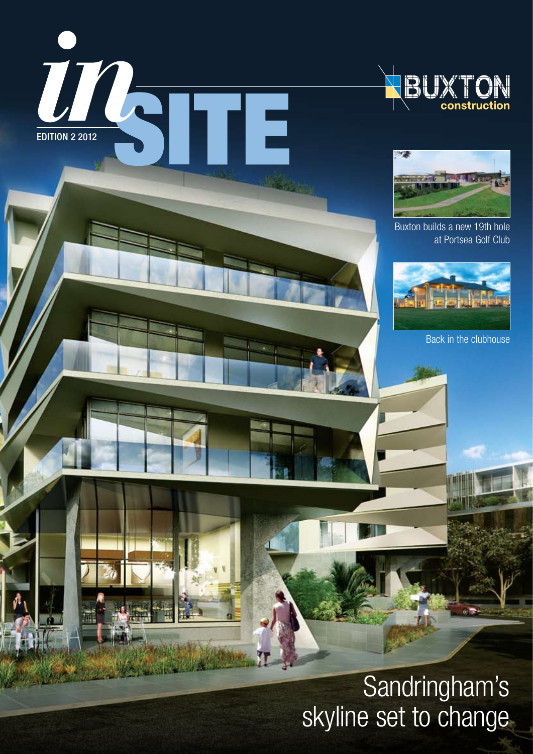# inSITE

EDITION 2 2012

BUXTON construction

Buxton builds a new 19th hole at Portsea Golf Club

Back in the clubhouse

## Sandringham's skyline set to change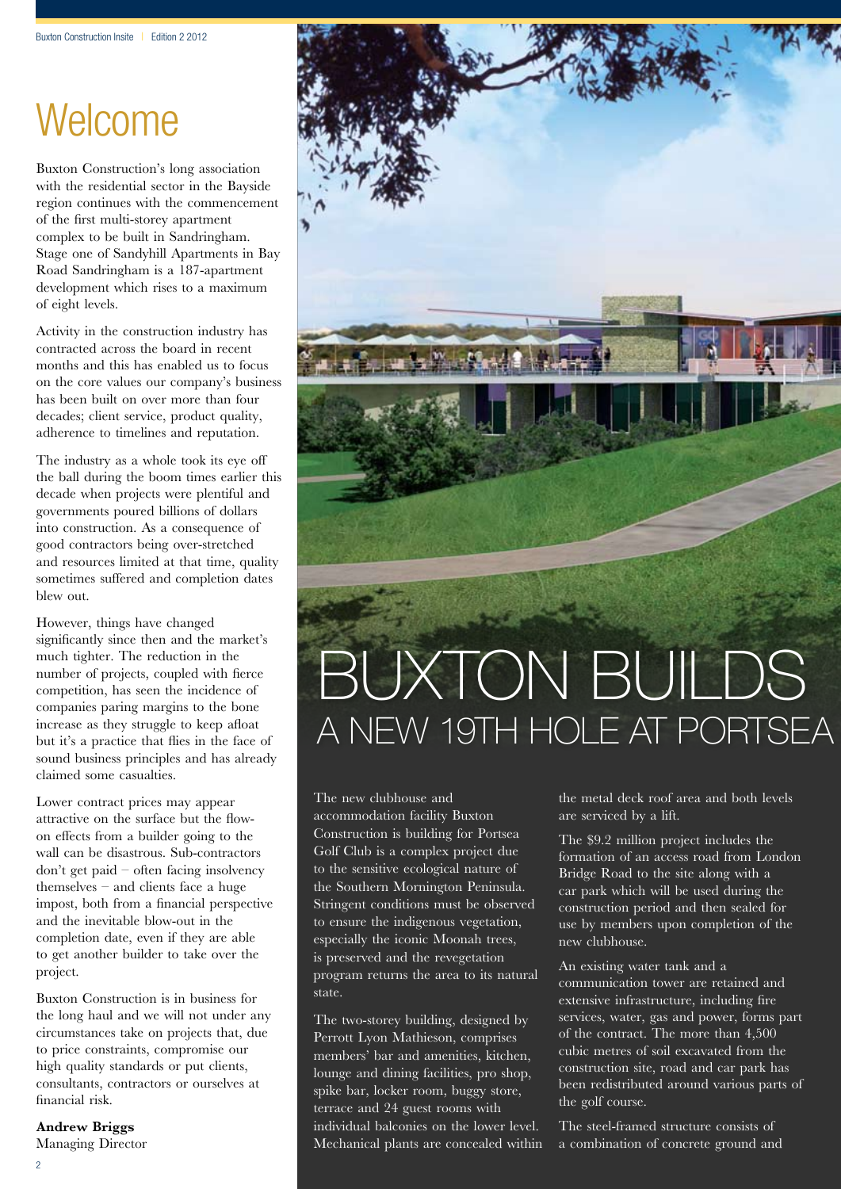# Welcome

Buxton Construction's long association with the residential sector in the Bayside region continues with the commencement of the first multi-storey apartment complex to be built in Sandringham. Stage one of Sandyhill Apartments in Bay Road Sandringham is a 187-apartment development which rises to a maximum of eight levels.

Activity in the construction industry has contracted across the board in recent months and this has enabled us to focus on the core values our company's business has been built on over more than four decades; client service, product quality, adherence to timelines and reputation.

The industry as a whole took its eye off the ball during the boom times earlier this decade when projects were plentiful and governments poured billions of dollars into construction. As a consequence of good contractors being over-stretched and resources limited at that time, quality sometimes suffered and completion dates blew out.

However, things have changed significantly since then and the market's much tighter. The reduction in the number of projects, coupled with fierce competition, has seen the incidence of companies paring margins to the bone increase as they struggle to keep afloat but it's a practice that flies in the face of sound business principles and has already claimed some casualties.

Lower contract prices may appear attractive on the surface but the flow-on effects from a builder going to the wall can be disastrous. Sub-contractors don't get paid – often facing insolvency themselves – and clients face a huge impost, both from a financial perspective and the inevitable blow-out in the completion date, even if they are able to get another builder to take over the project.

Buxton Construction is in business for the long haul and we will not under any circumstances take on projects that, due to price constraints, compromise our high quality standards or put clients, consultants, contractors or ourselves at financial risk.

**Andrew Briggs**
Managing Director

# BUXTON BUILDS A NEW 19TH HOLE AT PORTSEA

The new clubhouse and accommodation facility Buxton Construction is building for Portsea Golf Club is a complex project due to the sensitive ecological nature of the Southern Mornington Peninsula. Stringent conditions must be observed to ensure the indigenous vegetation, especially the iconic Moonah trees, is preserved and the revegetation program returns the area to its natural state.

The two-storey building, designed by Perrott Lyon Mathieson, comprises members' bar and amenities, kitchen, lounge and dining facilities, pro shop, spike bar, locker room, buggy store, terrace and 24 guest rooms with individual balconies on the lower level. Mechanical plants are concealed within the metal deck roof area and both levels are serviced by a lift.

The $9.2 million project includes the formation of an access road from London Bridge Road to the site along with a car park which will be used during the construction period and then sealed for use by members upon completion of the new clubhouse.

An existing water tank and a communication tower are retained and extensive infrastructure, including fire services, water, gas and power, forms part of the contract. The more than 4,500 cubic metres of soil excavated from the construction site, road and car park has been redistributed around various parts of the golf course.

The steel-framed structure consists of a combination of concrete ground and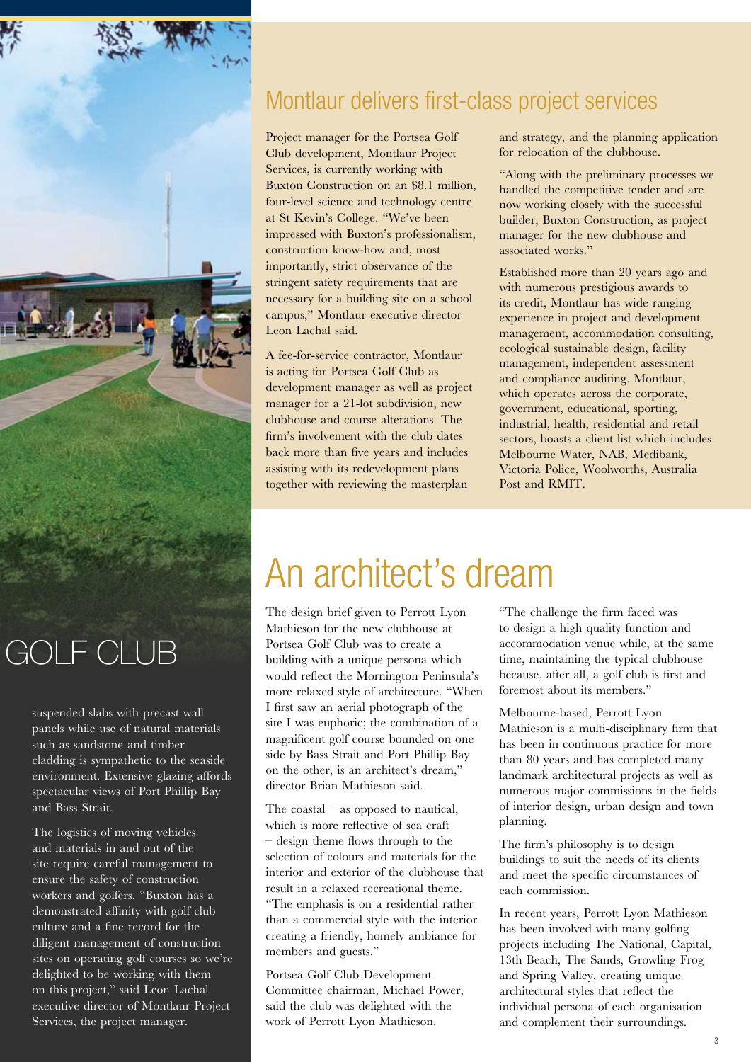## Montlaur delivers first-class project services

Project manager for the Portsea Golf Club development, Montlaur Project Services, is currently working with Buxton Construction on an $8.1 million, four-level science and technology centre at St Kevin's College. "We've been impressed with Buxton's professionalism, construction know-how and, most importantly, strict observance of the stringent safety requirements that are necessary for a building site on a school campus," Montlaur executive director Leon Lachal said.

A fee-for-service contractor, Montlaur is acting for Portsea Golf Club as development manager as well as project manager for a 21-lot subdivision, new clubhouse and course alterations. The firm's involvement with the club dates back more than five years and includes assisting with its redevelopment plans together with reviewing the masterplan and strategy, and the planning application for relocation of the clubhouse.

"Along with the preliminary processes we handled the competitive tender and are now working closely with the successful builder, Buxton Construction, as project manager for the new clubhouse and associated works."

Established more than 20 years ago and with numerous prestigious awards to its credit, Montlaur has wide ranging experience in project and development management, accommodation consulting, ecological sustainable design, facility management, independent assessment and compliance auditing. Montlaur, which operates across the corporate, government, educational, sporting, industrial, health, residential and retail sectors, boasts a client list which includes Melbourne Water, NAB, Medibank, Victoria Police, Woolworths, Australia Post and RMIT.

# GOLF CLUB

suspended slabs with precast wall panels while use of natural materials such as sandstone and timber cladding is sympathetic to the seaside environment. Extensive glazing affords spectacular views of Port Phillip Bay and Bass Strait.

The logistics of moving vehicles and materials in and out of the site require careful management to ensure the safety of construction workers and golfers. "Buxton has a demonstrated affinity with golf club culture and a fine record for the diligent management of construction sites on operating golf courses so we're delighted to be working with them on this project," said Leon Lachal executive director of Montlaur Project Services, the project manager.

# An architect's dream

The design brief given to Perrott Lyon Mathieson for the new clubhouse at Portsea Golf Club was to create a building with a unique persona which would reflect the Mornington Peninsula's more relaxed style of architecture. "When I first saw an aerial photograph of the site I was euphoric; the combination of a magnificent golf course bounded on one side by Bass Strait and Port Phillip Bay on the other, is an architect's dream," director Brian Mathieson said.

The coastal – as opposed to nautical, which is more reflective of sea craft – design theme flows through to the selection of colours and materials for the interior and exterior of the clubhouse that result in a relaxed recreational theme. "The emphasis is on a residential rather than a commercial style with the interior creating a friendly, homely ambiance for members and guests."

Portsea Golf Club Development Committee chairman, Michael Power, said the club was delighted with the work of Perrott Lyon Mathieson.

"The challenge the firm faced was to design a high quality function and accommodation venue while, at the same time, maintaining the typical clubhouse because, after all, a golf club is first and foremost about its members."

Melbourne-based, Perrott Lyon Mathieson is a multi-disciplinary firm that has been in continuous practice for more than 80 years and has completed many landmark architectural projects as well as numerous major commissions in the fields of interior design, urban design and town planning.

The firm's philosophy is to design buildings to suit the needs of its clients and meet the specific circumstances of each commission.

In recent years, Perrott Lyon Mathieson has been involved with many golfing projects including The National, Capital, 13th Beach, The Sands, Growling Frog and Spring Valley, creating unique architectural styles that reflect the individual persona of each organisation and complement their surroundings.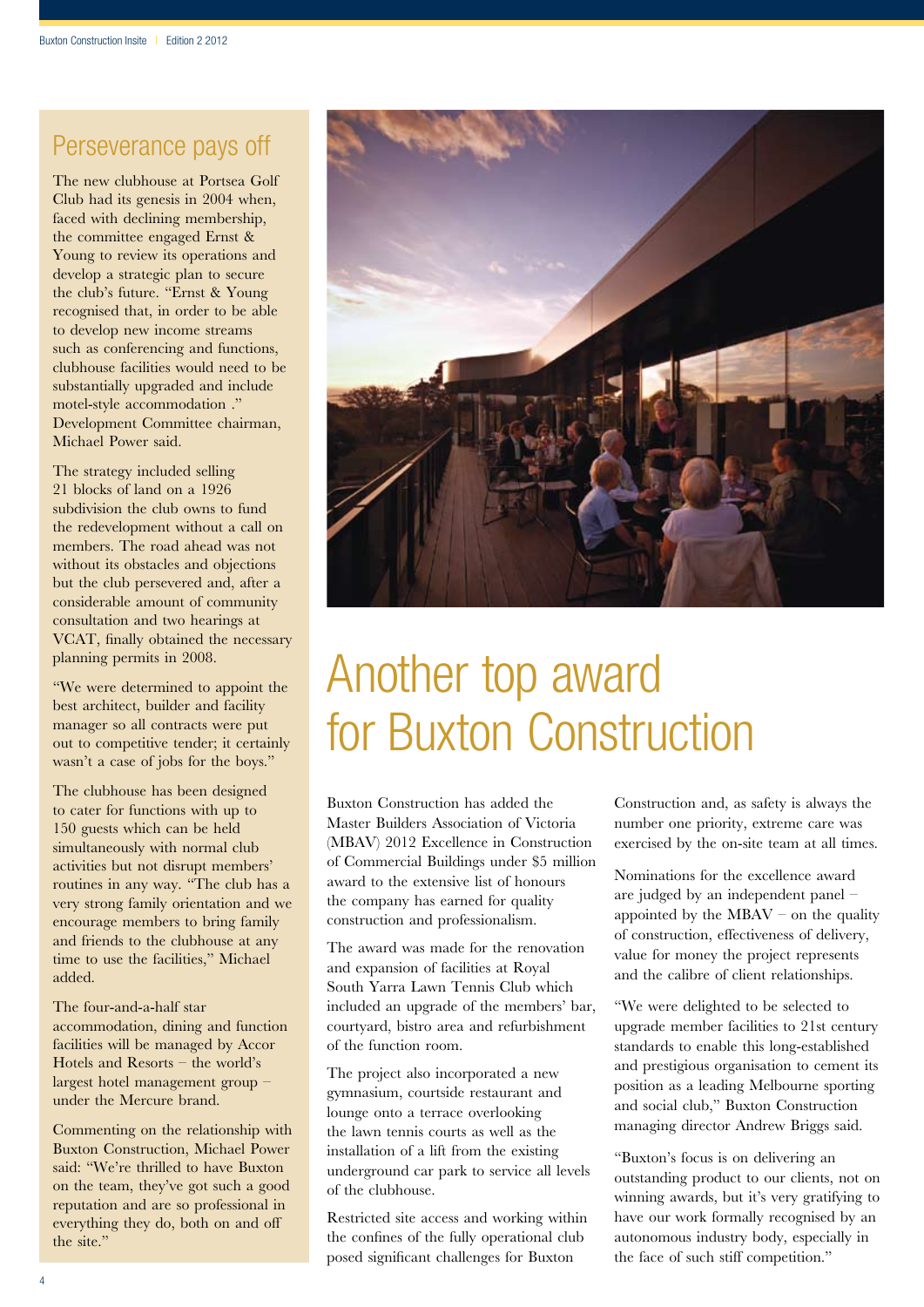## Perseverance pays off

The new clubhouse at Portsea Golf Club had its genesis in 2004 when, faced with declining membership, the committee engaged Ernst & Young to review its operations and develop a strategic plan to secure the club's future. "Ernst & Young recognised that, in order to be able to develop new income streams such as conferencing and functions, clubhouse facilities would need to be substantially upgraded and include motel-style accommodation ." Development Committee chairman, Michael Power said.

The strategy included selling 21 blocks of land on a 1926 subdivision the club owns to fund the redevelopment without a call on members. The road ahead was not without its obstacles and objections but the club persevered and, after a considerable amount of community consultation and two hearings at VCAT, finally obtained the necessary planning permits in 2008.

"We were determined to appoint the best architect, builder and facility manager so all contracts were put out to competitive tender; it certainly wasn't a case of jobs for the boys."

The clubhouse has been designed to cater for functions with up to 150 guests which can be held simultaneously with normal club activities but not disrupt members' routines in any way. "The club has a very strong family orientation and we encourage members to bring family and friends to the clubhouse at any time to use the facilities," Michael added.

The four-and-a-half star accommodation, dining and function facilities will be managed by Accor Hotels and Resorts – the world's largest hotel management group – under the Mercure brand.

Commenting on the relationship with Buxton Construction, Michael Power said: "We're thrilled to have Buxton on the team, they've got such a good reputation and are so professional in everything they do, both on and off the site."

# Another top award for Buxton Construction

Buxton Construction has added the Master Builders Association of Victoria (MBAV) 2012 Excellence in Construction of Commercial Buildings under $5 million award to the extensive list of honours the company has earned for quality construction and professionalism.

The award was made for the renovation and expansion of facilities at Royal South Yarra Lawn Tennis Club which included an upgrade of the members' bar, courtyard, bistro area and refurbishment of the function room.

The project also incorporated a new gymnasium, courtside restaurant and lounge onto a terrace overlooking the lawn tennis courts as well as the installation of a lift from the existing underground car park to service all levels of the clubhouse.

Restricted site access and working within the confines of the fully operational club posed significant challenges for Buxton Construction and, as safety is always the number one priority, extreme care was exercised by the on-site team at all times.

Nominations for the excellence award are judged by an independent panel – appointed by the MBAV – on the quality of construction, effectiveness of delivery, value for money the project represents and the calibre of client relationships.

"We were delighted to be selected to upgrade member facilities to 21st century standards to enable this long-established and prestigious organisation to cement its position as a leading Melbourne sporting and social club," Buxton Construction managing director Andrew Briggs said.

"Buxton's focus is on delivering an outstanding product to our clients, not on winning awards, but it's very gratifying to have our work formally recognised by an autonomous industry body, especially in the face of such stiff competition."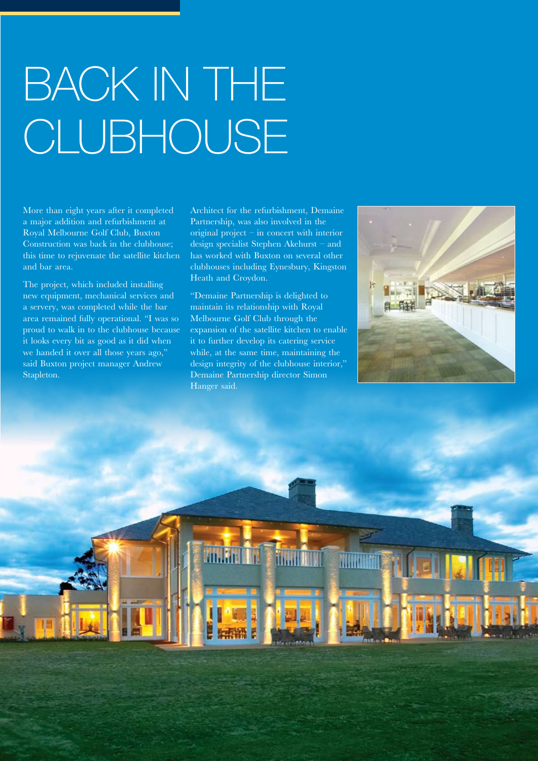# BACK IN THE CLUBHOUSE

More than eight years after it completed a major addition and refurbishment at Royal Melbourne Golf Club, Buxton Construction was back in the clubhouse; this time to rejuvenate the satellite kitchen and bar area.

The project, which included installing new equipment, mechanical services and a servery, was completed while the bar area remained fully operational. "I was so proud to walk in to the clubhouse because it looks every bit as good as it did when we handed it over all those years ago," said Buxton project manager Andrew Stapleton.

Architect for the refurbishment, Demaine Partnership, was also involved in the original project – in concert with interior design specialist Stephen Akehurst – and has worked with Buxton on several other clubhouses including Eynesbury, Kingston Heath and Croydon.

"Demaine Partnership is delighted to maintain its relationship with Royal Melbourne Golf Club through the expansion of the satellite kitchen to enable it to further develop its catering service while, at the same time, maintaining the design integrity of the clubhouse interior," Demaine Partnership director Simon Hanger said.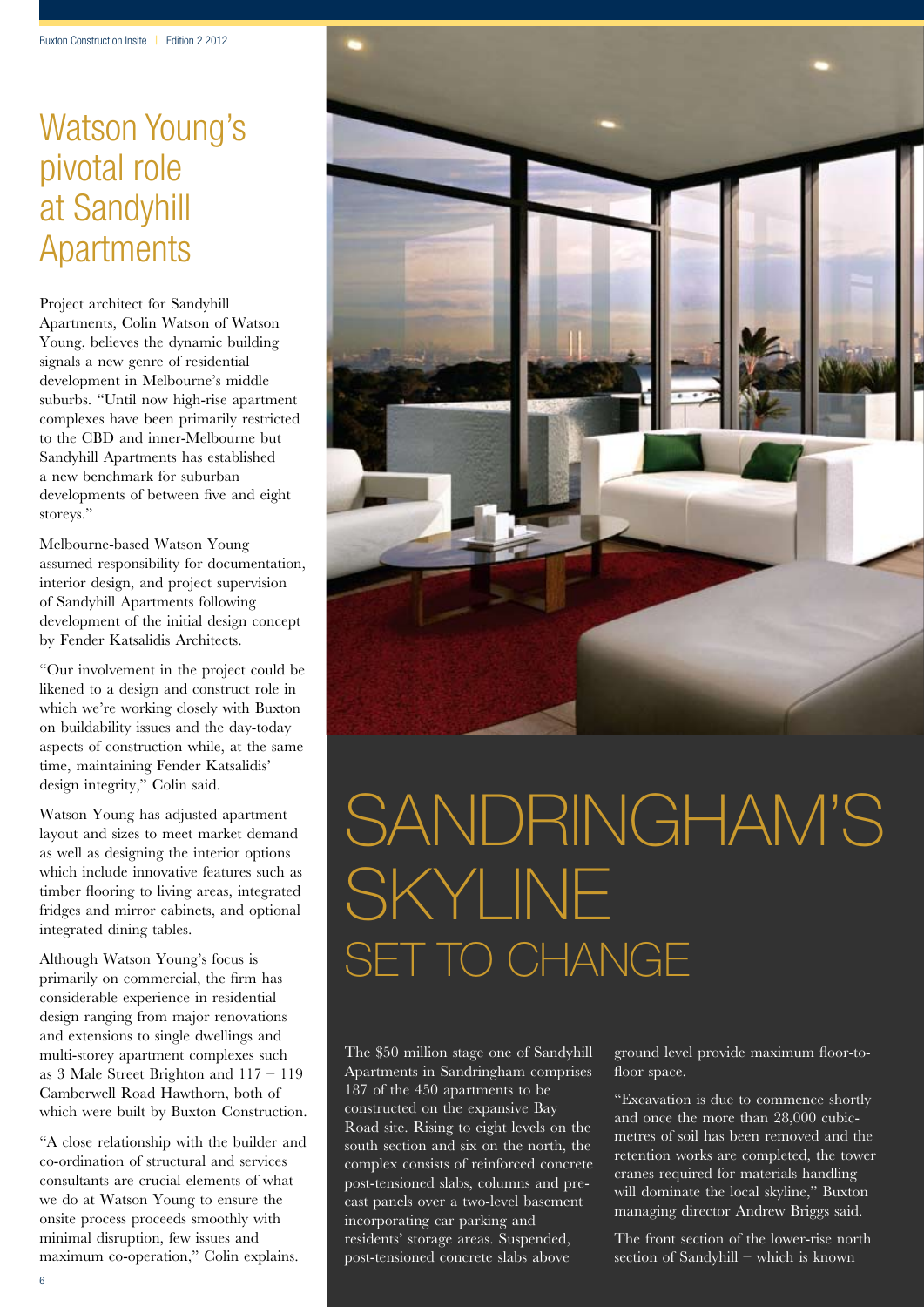# Watson Young's pivotal role at Sandyhill Apartments

Project architect for Sandyhill Apartments, Colin Watson of Watson Young, believes the dynamic building signals a new genre of residential development in Melbourne's middle suburbs. "Until now high-rise apartment complexes have been primarily restricted to the CBD and inner-Melbourne but Sandyhill Apartments has established a new benchmark for suburban developments of between five and eight storeys."

Melbourne-based Watson Young assumed responsibility for documentation, interior design, and project supervision of Sandyhill Apartments following development of the initial design concept by Fender Katsalidis Architects.

"Our involvement in the project could be likened to a design and construct role in which we're working closely with Buxton on buildability issues and the day-today aspects of construction while, at the same time, maintaining Fender Katsalidis' design integrity," Colin said.

Watson Young has adjusted apartment layout and sizes to meet market demand as well as designing the interior options which include innovative features such as timber flooring to living areas, integrated fridges and mirror cabinets, and optional integrated dining tables.

Although Watson Young's focus is primarily on commercial, the firm has considerable experience in residential design ranging from major renovations and extensions to single dwellings and multi-storey apartment complexes such as 3 Male Street Brighton and 117 – 119 Camberwell Road Hawthorn, both of which were built by Buxton Construction.

"A close relationship with the builder and co-ordination of structural and services consultants are crucial elements of what we do at Watson Young to ensure the onsite process proceeds smoothly with minimal disruption, few issues and maximum co-operation," Colin explains.

# SANDRINGHAM'S SKYLINE SET TO CHANGE

The $50 million stage one of Sandyhill Apartments in Sandringham comprises 187 of the 450 apartments to be constructed on the expansive Bay Road site. Rising to eight levels on the south section and six on the north, the complex consists of reinforced concrete post-tensioned slabs, columns and pre-cast panels over a two-level basement incorporating car parking and residents' storage areas. Suspended, post-tensioned concrete slabs above ground level provide maximum floor-to-floor space.

"Excavation is due to commence shortly and once the more than 28,000 cubic-metres of soil has been removed and the retention works are completed, the tower cranes required for materials handling will dominate the local skyline," Buxton managing director Andrew Briggs said.

The front section of the lower-rise north section of Sandyhill – which is known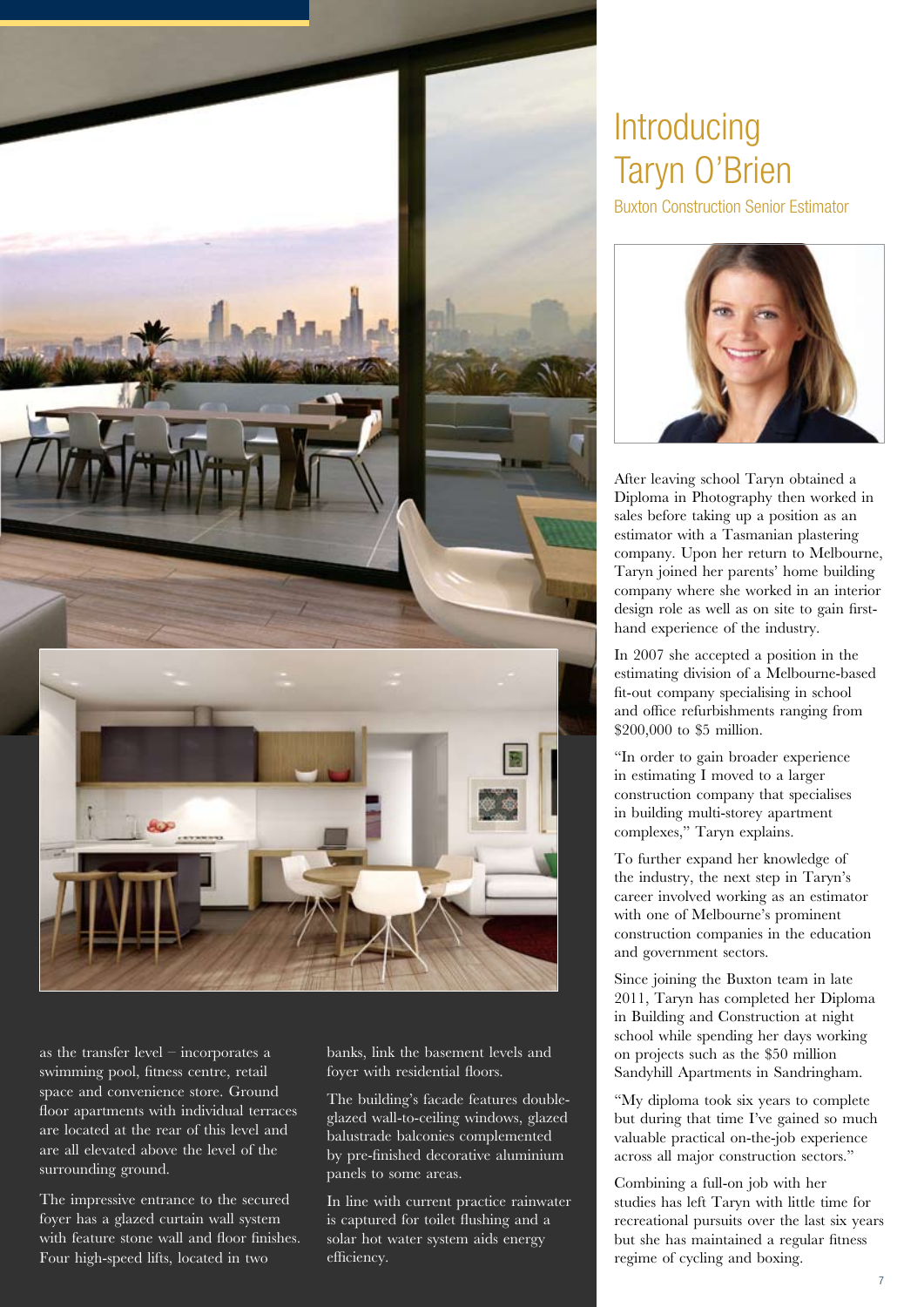as the transfer level – incorporates a swimming pool, fitness centre, retail space and convenience store. Ground floor apartments with individual terraces are located at the rear of this level and are all elevated above the level of the surrounding ground.

The impressive entrance to the secured foyer has a glazed curtain wall system with feature stone wall and floor finishes. Four high-speed lifts, located in two banks, link the basement levels and foyer with residential floors.

The building's facade features double-glazed wall-to-ceiling windows, glazed balustrade balconies complemented by pre-finished decorative aluminium panels to some areas.

In line with current practice rainwater is captured for toilet flushing and a solar hot water system aids energy efficiency.

# Introducing Taryn O'Brien

## Buxton Construction Senior Estimator

After leaving school Taryn obtained a Diploma in Photography then worked in sales before taking up a position as an estimator with a Tasmanian plastering company. Upon her return to Melbourne, Taryn joined her parents' home building company where she worked in an interior design role as well as on site to gain first-hand experience of the industry.

In 2007 she accepted a position in the estimating division of a Melbourne-based fit-out company specialising in school and office refurbishments ranging from $200,000 to $5 million.

"In order to gain broader experience in estimating I moved to a larger construction company that specialises in building multi-storey apartment complexes," Taryn explains.

To further expand her knowledge of the industry, the next step in Taryn's career involved working as an estimator with one of Melbourne's prominent construction companies in the education and government sectors.

Since joining the Buxton team in late 2011, Taryn has completed her Diploma in Building and Construction at night school while spending her days working on projects such as the $50 million Sandyhill Apartments in Sandringham.

"My diploma took six years to complete but during that time I've gained so much valuable practical on-the-job experience across all major construction sectors."

Combining a full-on job with her studies has left Taryn with little time for recreational pursuits over the last six years but she has maintained a regular fitness regime of cycling and boxing.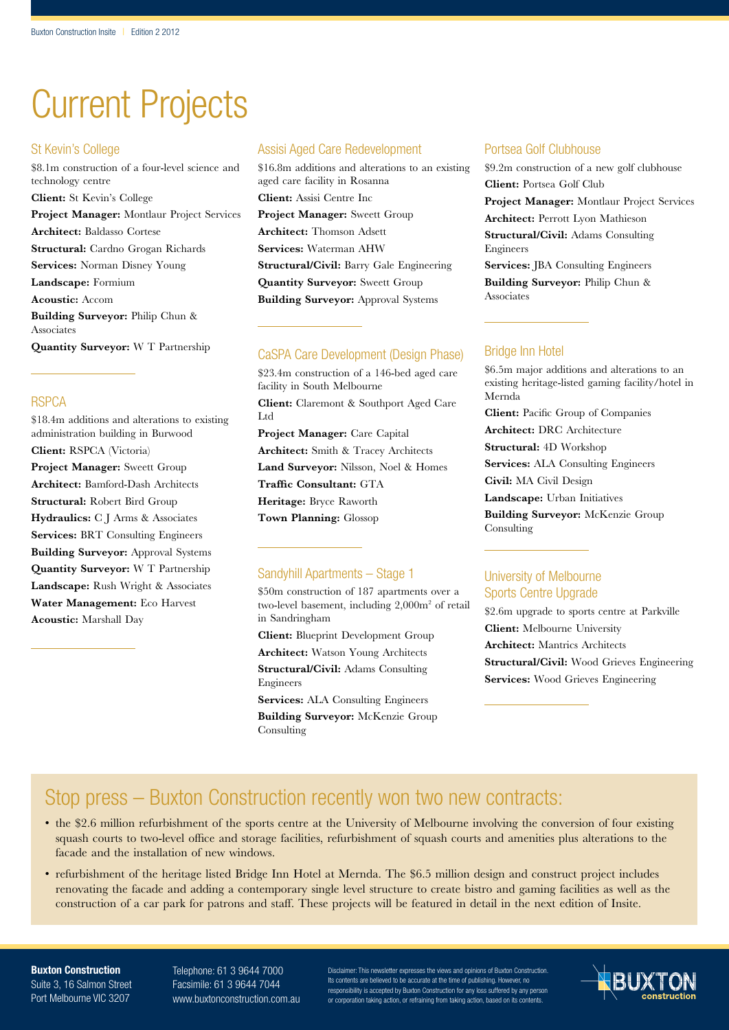# Current Projects

## St Kevin's College

$8.1m construction of a four-level science and technology centre

**Client:** St Kevin's College
**Project Manager:** Montlaur Project Services
**Architect:** Baldasso Cortese
**Structural:** Cardno Grogan Richards
**Services:** Norman Disney Young
**Landscape:** Formium
**Acoustic:** Accom
**Building Surveyor:** Philip Chun & Associates
**Quantity Surveyor:** W T Partnership

## RSPCA

$18.4m additions and alterations to existing administration building in Burwood

**Client:** RSPCA (Victoria)
**Project Manager:** Sweett Group
**Architect:** Bamford-Dash Architects
**Structural:** Robert Bird Group
**Hydraulics:** C J Arms & Associates
**Services:** BRT Consulting Engineers
**Building Surveyor:** Approval Systems
**Quantity Surveyor:** W T Partnership
**Landscape:** Rush Wright & Associates
**Water Management:** Eco Harvest
**Acoustic:** Marshall Day

## Assisi Aged Care Redevelopment

$16.8m additions and alterations to an existing aged care facility in Rosanna

**Client:** Assisi Centre Inc
**Project Manager:** Sweett Group
**Architect:** Thomson Adsett
**Services:** Waterman AHW
**Structural/Civil:** Barry Gale Engineering
**Quantity Surveyor:** Sweett Group
**Building Surveyor:** Approval Systems

## CaSPA Care Development (Design Phase)

$23.4m construction of a 146-bed aged care facility in South Melbourne

**Client:** Claremont & Southport Aged Care Ltd
**Project Manager:** Care Capital
**Architect:** Smith & Tracey Architects
**Land Surveyor:** Nilsson, Noel & Homes
**Traffic Consultant:** GTA
**Heritage:** Bryce Raworth
**Town Planning:** Glossop

## Sandyhill Apartments – Stage 1

$50m construction of 187 apartments over a two-level basement, including 2,000m$^2$ of retail in Sandringham

**Client:** Blueprint Development Group
**Architect:** Watson Young Architects
**Structural/Civil:** Adams Consulting Engineers
**Services:** ALA Consulting Engineers
**Building Surveyor:** McKenzie Group Consulting

## Portsea Golf Clubhouse

$9.2m construction of a new golf clubhouse

**Client:** Portsea Golf Club
**Project Manager:** Montlaur Project Services
**Architect:** Perrott Lyon Mathieson
**Structural/Civil:** Adams Consulting Engineers
**Services:** JBA Consulting Engineers
**Building Surveyor:** Philip Chun & Associates

## Bridge Inn Hotel

$6.5m major additions and alterations to an existing heritage-listed gaming facility/hotel in Mernda

**Client:** Pacific Group of Companies
**Architect:** DRC Architecture
**Structural:** 4D Workshop
**Services:** ALA Consulting Engineers
**Civil:** MA Civil Design
**Landscape:** Urban Initiatives
**Building Surveyor:** McKenzie Group Consulting

## University of Melbourne Sports Centre Upgrade

$2.6m upgrade to sports centre at Parkville

**Client:** Melbourne University
**Architect:** Mantrics Architects
**Structural/Civil:** Wood Grieves Engineering
**Services:** Wood Grieves Engineering

## Stop press – Buxton Construction recently won two new contracts:

- the $2.6 million refurbishment of the sports centre at the University of Melbourne involving the conversion of four existing squash courts to two-level office and storage facilities, refurbishment of squash courts and amenities plus alterations to the facade and the installation of new windows.
- refurbishment of the heritage listed Bridge Inn Hotel at Mernda. The $6.5 million design and construct project includes renovating the facade and adding a contemporary single level structure to create bistro and gaming facilities as well as the construction of a car park for patrons and staff. These projects will be featured in detail in the next edition of Insite.

**Buxton Construction**
Suite 3, 16 Salmon Street
Port Melbourne VIC 3207

Telephone: 61 3 9644 7000
Facsimile: 61 3 9644 7044
www.buxtonconstruction.com.au

Disclaimer: This newsletter expresses the views and opinions of Buxton Construction. Its contents are believed to be accurate at the time of publishing. However, no responsibility is accepted by Buxton Construction for any loss suffered by any person or corporation taking action, or refraining from taking action, based on its contents.

BUXTON construction